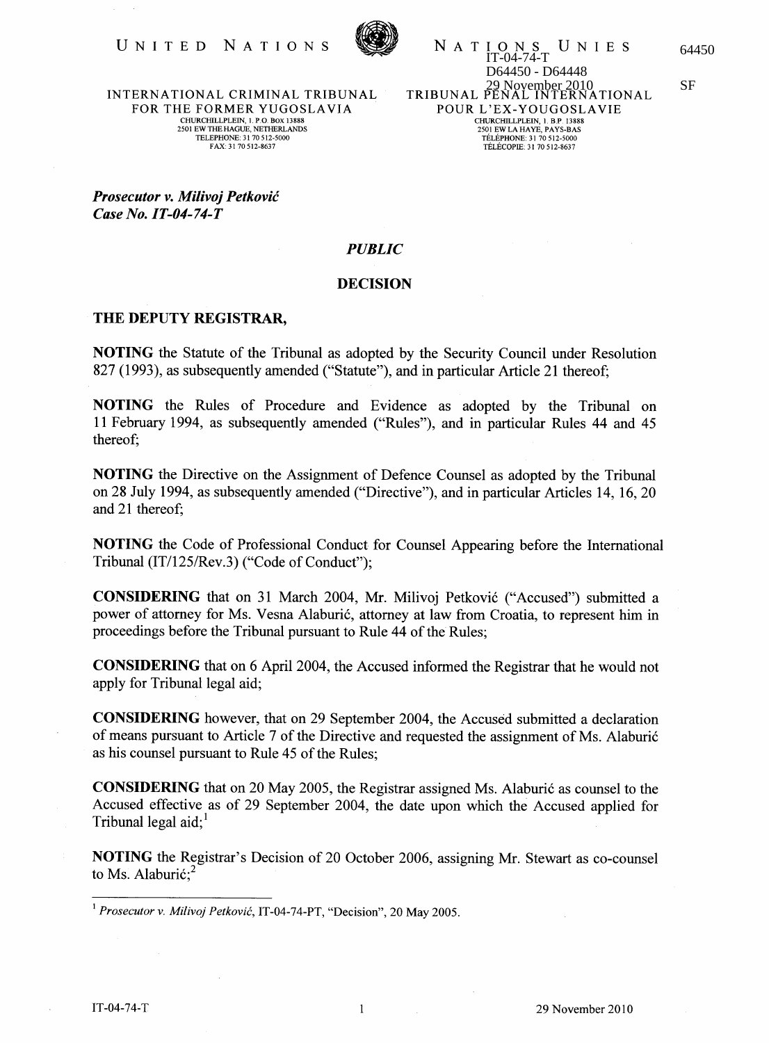UNITED NATIONS

NATIONS UNIES

IT-04-74-T
D64450 - D64448
29 November 2010

64450

SF

INTERNATIONAL CRIMINAL TRIBUNAL FOR THE FORMER YUGOSLAVIA
CHURCHILLPLEIN, 1. P.O. BOX 13888
2501 EW THE HAGUE, NETHERLANDS
TELEPHONE: 31 70 512-5000
FAX: 31 70 512-8637

TRIBUNAL PÉNAL INTERNATIONAL POUR L'EX-YOUGOSLAVIE
CHURCHILLPLEIN, 1. B.P. 13888
2501 EW LA HAYE, PAYS-BAS
TÉLÉPHONE: 31 70 512-5000
TÉLÉCOPIE: 31 70 512-8637

***Prosecutor v. Milivoj Petković***
***Case No. IT-04-74-T***

***PUBLIC***

**DECISION**

**THE DEPUTY REGISTRAR,**

**NOTING** the Statute of the Tribunal as adopted by the Security Council under Resolution 827 (1993), as subsequently amended ("Statute"), and in particular Article 21 thereof;

**NOTING** the Rules of Procedure and Evidence as adopted by the Tribunal on 11 February 1994, as subsequently amended ("Rules"), and in particular Rules 44 and 45 thereof;

**NOTING** the Directive on the Assignment of Defence Counsel as adopted by the Tribunal on 28 July 1994, as subsequently amended ("Directive"), and in particular Articles 14, 16, 20 and 21 thereof;

**NOTING** the Code of Professional Conduct for Counsel Appearing before the International Tribunal (IT/125/Rev.3) ("Code of Conduct");

**CONSIDERING** that on 31 March 2004, Mr. Milivoj Petković ("Accused") submitted a power of attorney for Ms. Vesna Alaburić, attorney at law from Croatia, to represent him in proceedings before the Tribunal pursuant to Rule 44 of the Rules;

**CONSIDERING** that on 6 April 2004, the Accused informed the Registrar that he would not apply for Tribunal legal aid;

**CONSIDERING** however, that on 29 September 2004, the Accused submitted a declaration of means pursuant to Article 7 of the Directive and requested the assignment of Ms. Alaburić as his counsel pursuant to Rule 45 of the Rules;

**CONSIDERING** that on 20 May 2005, the Registrar assigned Ms. Alaburić as counsel to the Accused effective as of 29 September 2004, the date upon which the Accused applied for Tribunal legal aid;[1]

**NOTING** the Registrar's Decision of 20 October 2006, assigning Mr. Stewart as co-counsel to Ms. Alaburić;[2]

---

[1] *Prosecutor v. Milivoj Petković*, IT-04-74-PT, "Decision", 20 May 2005.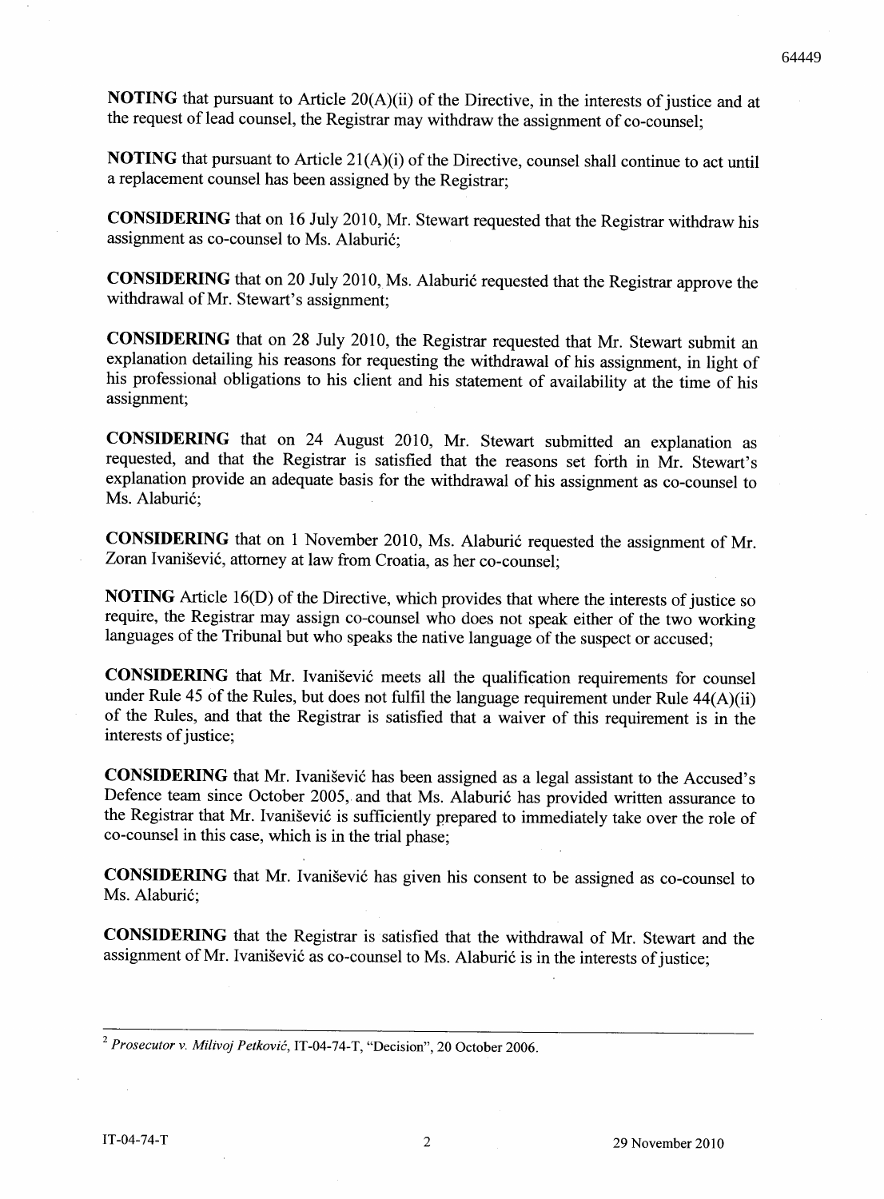**NOTING** that pursuant to Article 20(A)(ii) of the Directive, in the interests of justice and at the request of lead counsel, the Registrar may withdraw the assignment of co-counsel;

**NOTING** that pursuant to Article 21(A)(i) of the Directive, counsel shall continue to act until a replacement counsel has been assigned by the Registrar;

**CONSIDERING** that on 16 July 2010, Mr. Stewart requested that the Registrar withdraw his assignment as co-counsel to Ms. Alaburić;

**CONSIDERING** that on 20 July 2010, Ms. Alaburić requested that the Registrar approve the withdrawal of Mr. Stewart's assignment;

**CONSIDERING** that on 28 July 2010, the Registrar requested that Mr. Stewart submit an explanation detailing his reasons for requesting the withdrawal of his assignment, in light of his professional obligations to his client and his statement of availability at the time of his assignment;

**CONSIDERING** that on 24 August 2010, Mr. Stewart submitted an explanation as requested, and that the Registrar is satisfied that the reasons set forth in Mr. Stewart's explanation provide an adequate basis for the withdrawal of his assignment as co-counsel to Ms. Alaburić;

**CONSIDERING** that on 1 November 2010, Ms. Alaburić requested the assignment of Mr. Zoran Ivanišević, attorney at law from Croatia, as her co-counsel;

**NOTING** Article 16(D) of the Directive, which provides that where the interests of justice so require, the Registrar may assign co-counsel who does not speak either of the two working languages of the Tribunal but who speaks the native language of the suspect or accused;

**CONSIDERING** that Mr. Ivanišević meets all the qualification requirements for counsel under Rule 45 of the Rules, but does not fulfil the language requirement under Rule 44(A)(ii) of the Rules, and that the Registrar is satisfied that a waiver of this requirement is in the interests of justice;

**CONSIDERING** that Mr. Ivanišević has been assigned as a legal assistant to the Accused's Defence team since October 2005, and that Ms. Alaburić has provided written assurance to the Registrar that Mr. Ivanišević is sufficiently prepared to immediately take over the role of co-counsel in this case, which is in the trial phase;

**CONSIDERING** that Mr. Ivanišević has given his consent to be assigned as co-counsel to Ms. Alaburić;

**CONSIDERING** that the Registrar is satisfied that the withdrawal of Mr. Stewart and the assignment of Mr. Ivanišević as co-counsel to Ms. Alaburić is in the interests of justice;

---

[2] *Prosecutor v. Milivoj Petković*, IT-04-74-T, "Decision", 20 October 2006.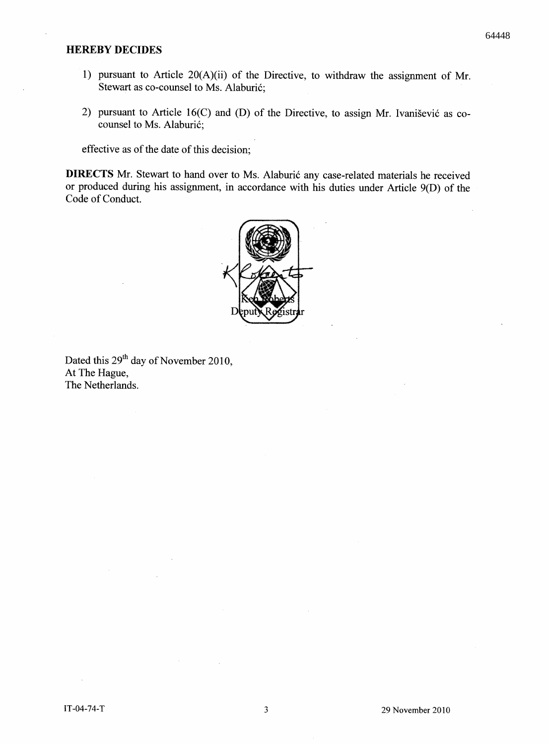**HEREBY DECIDES**

1) pursuant to Article 20(A)(ii) of the Directive, to withdraw the assignment of Mr. Stewart as co-counsel to Ms. Alaburić;

2) pursuant to Article 16(C) and (D) of the Directive, to assign Mr. Ivanišević as co-counsel to Ms. Alaburić;

effective as of the date of this decision;

**DIRECTS** Mr. Stewart to hand over to Ms. Alaburić any case-related materials he received or produced during his assignment, in accordance with his duties under Article 9(D) of the Code of Conduct.

Ken Roberts
Deputy Registrar

Dated this 29th day of November 2010,
At The Hague,
The Netherlands.